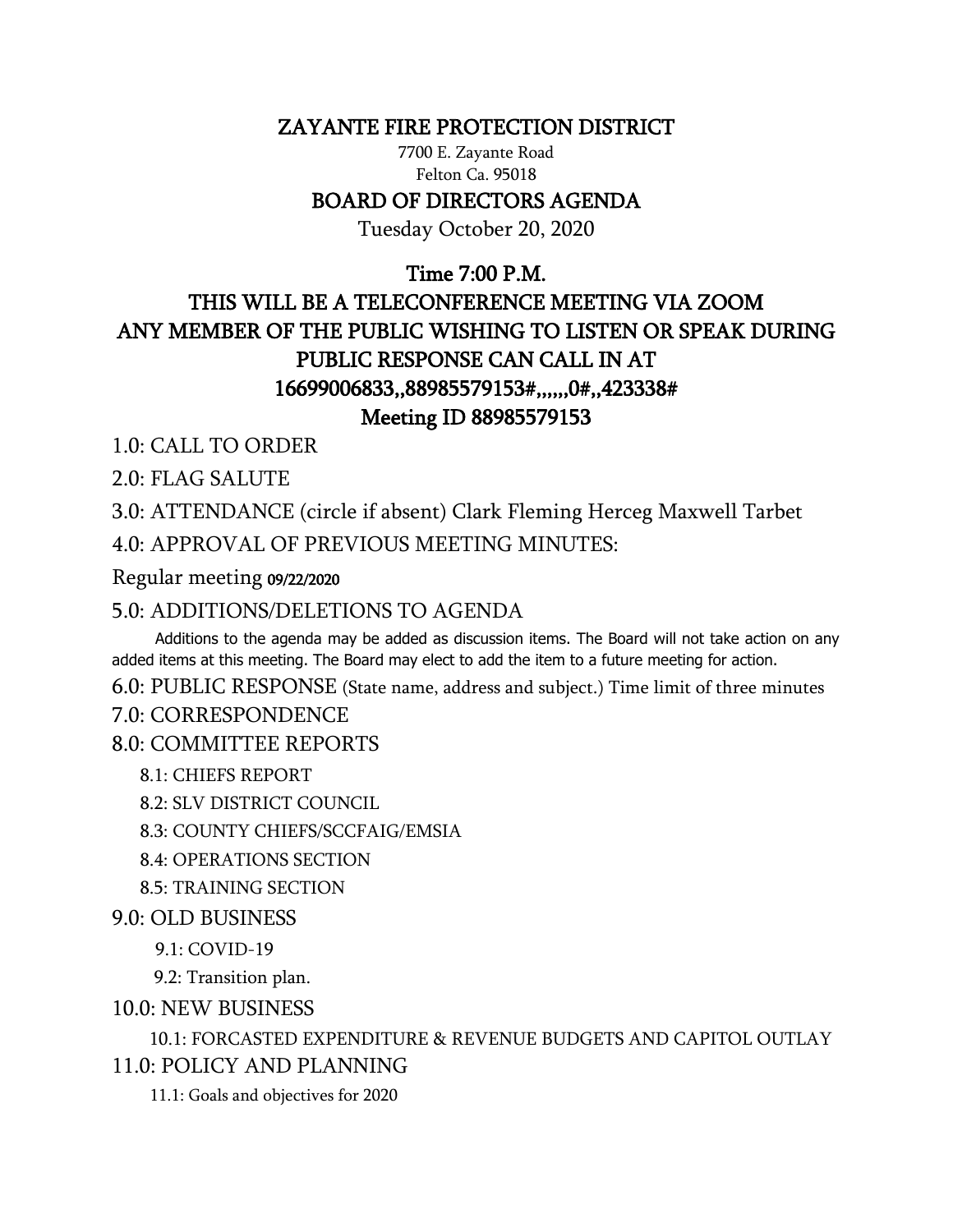# ZAYANTE FIRE PROTECTION DISTRICT

7700 E. Zayante Road
Felton Ca. 95018

## BOARD OF DIRECTORS AGENDA

Tuesday October 20, 2020

## Time 7:00 P.M.

## THIS WILL BE A TELECONFERENCE MEETING VIA ZOOM ANY MEMBER OF THE PUBLIC WISHING TO LISTEN OR SPEAK DURING PUBLIC RESPONSE CAN CALL IN AT 16699006833,,88985579153#,,,,,,0#,,423338#

## Meeting ID 88985579153

1.0: CALL TO ORDER

2.0: FLAG SALUTE

3.0: ATTENDANCE (circle if absent) Clark Fleming Herceg Maxwell Tarbet

4.0: APPROVAL OF PREVIOUS MEETING MINUTES:

Regular meeting 09/22/2020

5.0: ADDITIONS/DELETIONS TO AGENDA

Additions to the agenda may be added as discussion items. The Board will not take action on any added items at this meeting. The Board may elect to add the item to a future meeting for action.

6.0: PUBLIC RESPONSE (State name, address and subject.) Time limit of three minutes

7.0: CORRESPONDENCE

8.0: COMMITTEE REPORTS

- 8.1: CHIEFS REPORT
- 8.2: SLV DISTRICT COUNCIL
- 8.3: COUNTY CHIEFS/SCCFAIG/EMSIA
- 8.4: OPERATIONS SECTION
- 8.5: TRAINING SECTION

9.0: OLD BUSINESS

- 9.1: COVID-19
- 9.2: Transition plan.

10.0: NEW BUSINESS

- 10.1: FORCASTED EXPENDITURE & REVENUE BUDGETS AND CAPITOL OUTLAY

11.0: POLICY AND PLANNING

- 11.1: Goals and objectives for 2020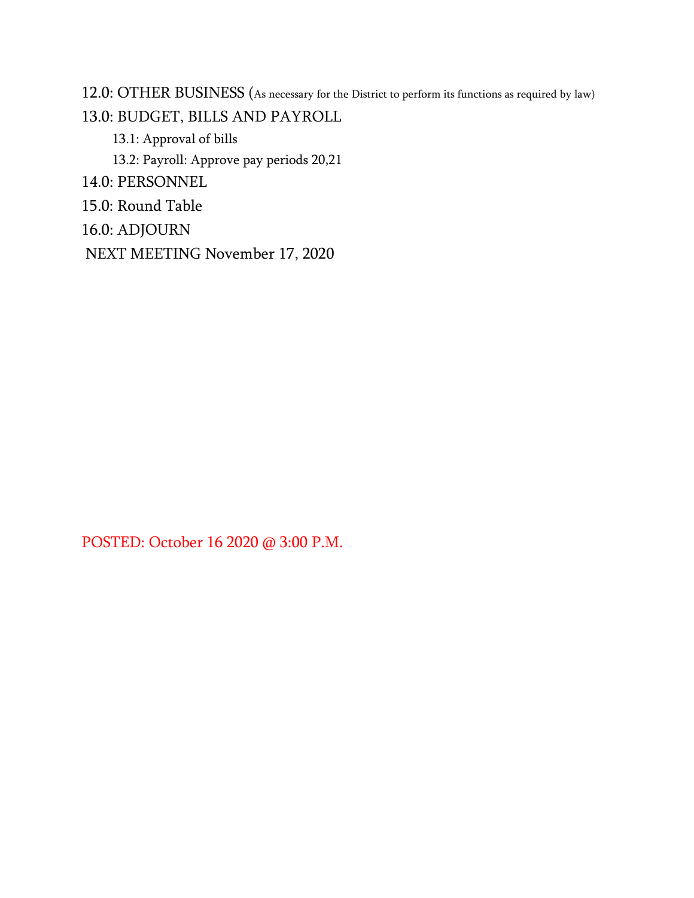12.0: OTHER BUSINESS (As necessary for the District to perform its functions as required by law)

13.0: BUDGET, BILLS AND PAYROLL

- 13.1: Approval of bills
- 13.2: Payroll: Approve pay periods 20,21

14.0: PERSONNEL

15.0: Round Table

16.0: ADJOURN

NEXT MEETING November 17, 2020

POSTED: October 16 2020 @ 3:00 P.M.